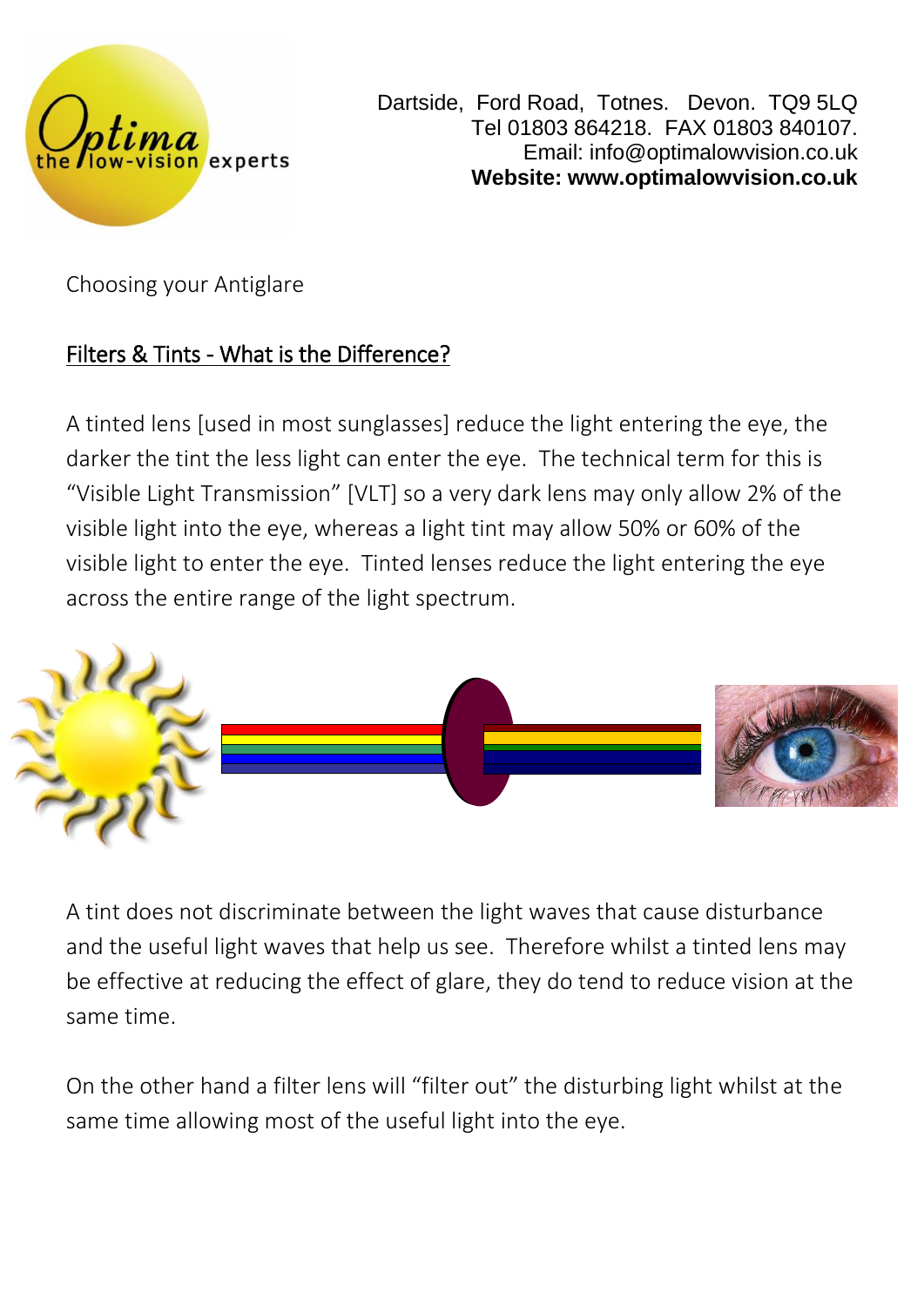Dartside, Ford Road, Totnes. Devon. TQ9 5LQ
Tel 01803 864218. FAX 01803 840107.
Email: info@optimalowvision.co.uk
**Website: www.optimalowvision.co.uk**

Choosing your Antiglare

## Filters & Tints - What is the Difference?

A tinted lens [used in most sunglasses] reduce the light entering the eye, the darker the tint the less light can enter the eye. The technical term for this is "Visible Light Transmission" [VLT] so a very dark lens may only allow 2% of the visible light into the eye, whereas a light tint may allow 50% or 60% of the visible light to enter the eye. Tinted lenses reduce the light entering the eye across the entire range of the light spectrum.

A tint does not discriminate between the light waves that cause disturbance and the useful light waves that help us see. Therefore whilst a tinted lens may be effective at reducing the effect of glare, they do tend to reduce vision at the same time.

On the other hand a filter lens will "filter out" the disturbing light whilst at the same time allowing most of the useful light into the eye.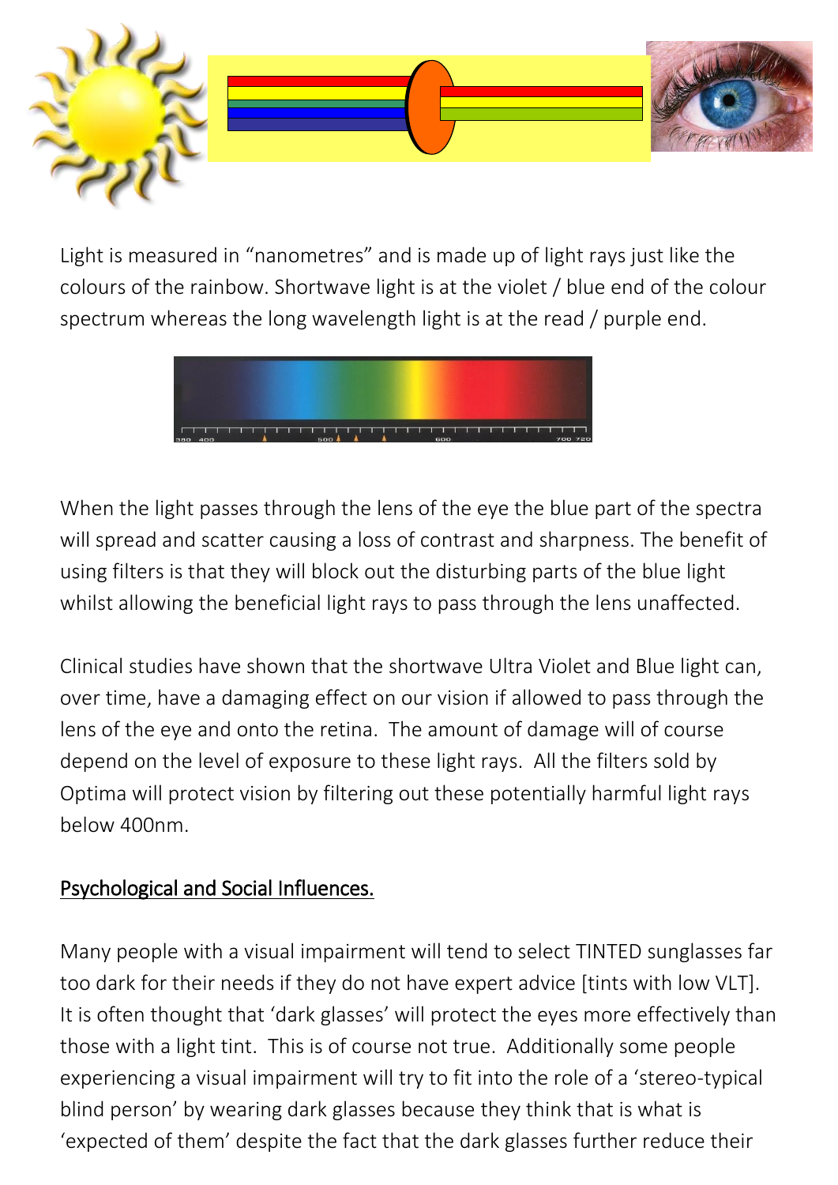Light is measured in "nanometres" and is made up of light rays just like the colours of the rainbow. Shortwave light is at the violet / blue end of the colour spectrum whereas the long wavelength light is at the read / purple end.

When the light passes through the lens of the eye the blue part of the spectra will spread and scatter causing a loss of contrast and sharpness. The benefit of using filters is that they will block out the disturbing parts of the blue light whilst allowing the beneficial light rays to pass through the lens unaffected.

Clinical studies have shown that the shortwave Ultra Violet and Blue light can, over time, have a damaging effect on our vision if allowed to pass through the lens of the eye and onto the retina. The amount of damage will of course depend on the level of exposure to these light rays. All the filters sold by Optima will protect vision by filtering out these potentially harmful light rays below 400nm.

## Psychological and Social Influences.

Many people with a visual impairment will tend to select TINTED sunglasses far too dark for their needs if they do not have expert advice [tints with low VLT]. It is often thought that 'dark glasses' will protect the eyes more effectively than those with a light tint. This is of course not true. Additionally some people experiencing a visual impairment will try to fit into the role of a 'stereo-typical blind person' by wearing dark glasses because they think that is what is 'expected of them' despite the fact that the dark glasses further reduce their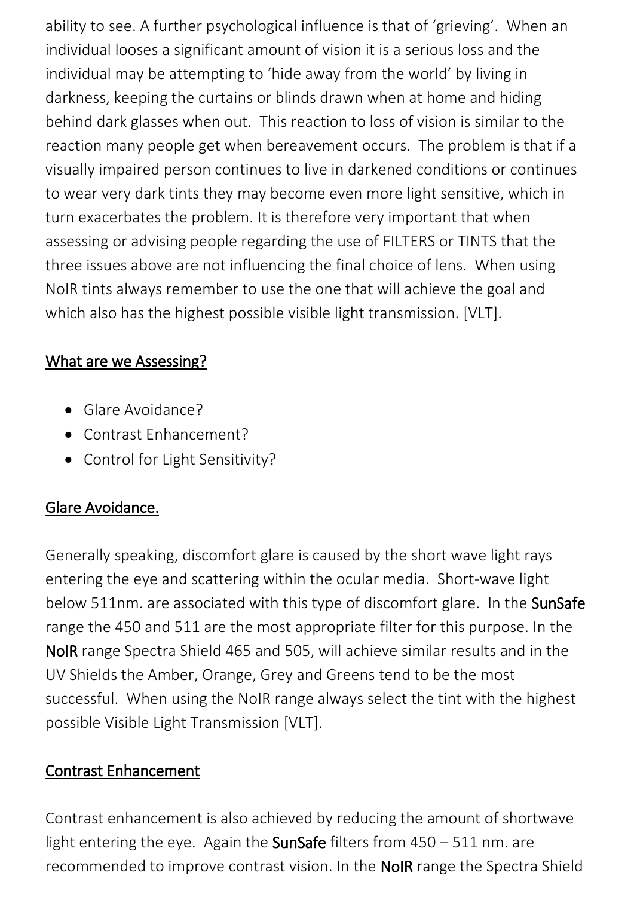ability to see. A further psychological influence is that of 'grieving'. When an individual looses a significant amount of vision it is a serious loss and the individual may be attempting to 'hide away from the world' by living in darkness, keeping the curtains or blinds drawn when at home and hiding behind dark glasses when out. This reaction to loss of vision is similar to the reaction many people get when bereavement occurs. The problem is that if a visually impaired person continues to live in darkened conditions or continues to wear very dark tints they may become even more light sensitive, which in turn exacerbates the problem. It is therefore very important that when assessing or advising people regarding the use of FILTERS or TINTS that the three issues above are not influencing the final choice of lens. When using NoIR tints always remember to use the one that will achieve the goal and which also has the highest possible visible light transmission. [VLT].

## What are we Assessing?

- Glare Avoidance?
- Contrast Enhancement?
- Control for Light Sensitivity?

## Glare Avoidance.

Generally speaking, discomfort glare is caused by the short wave light rays entering the eye and scattering within the ocular media. Short-wave light below 511nm. are associated with this type of discomfort glare. In the **SunSafe** range the 450 and 511 are the most appropriate filter for this purpose. In the **NoIR** range Spectra Shield 465 and 505, will achieve similar results and in the UV Shields the Amber, Orange, Grey and Greens tend to be the most successful. When using the NoIR range always select the tint with the highest possible Visible Light Transmission [VLT].

## Contrast Enhancement

Contrast enhancement is also achieved by reducing the amount of shortwave light entering the eye. Again the **SunSafe** filters from 450 – 511 nm. are recommended to improve contrast vision. In the **NoIR** range the Spectra Shield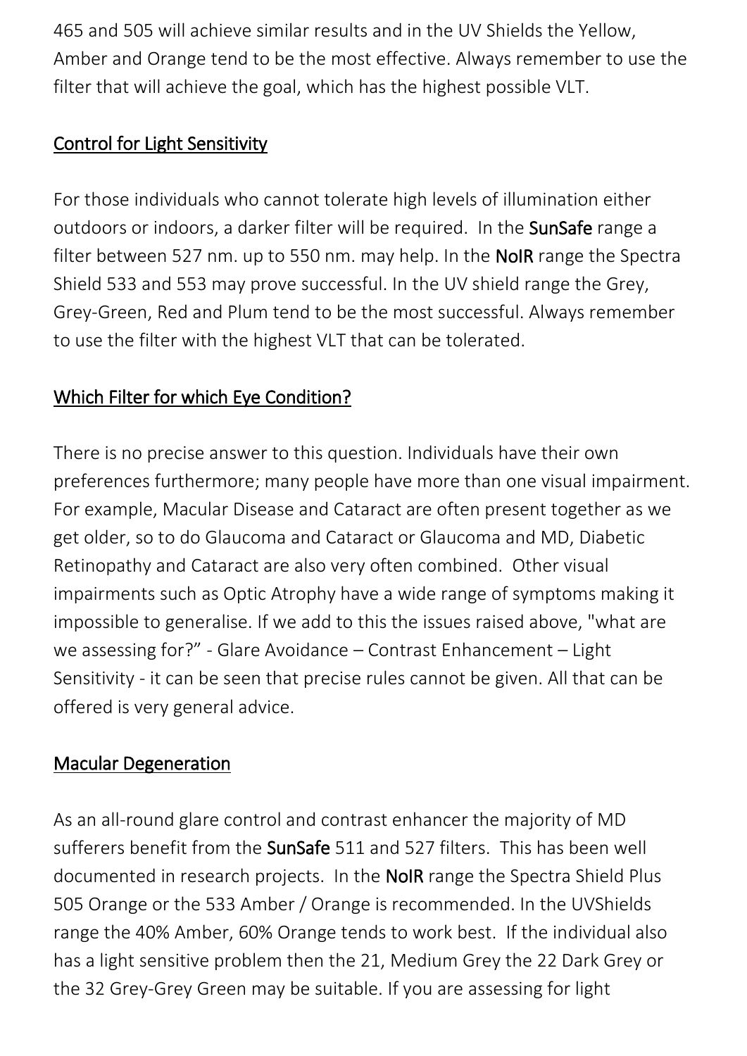465 and 505 will achieve similar results and in the UV Shields the Yellow, Amber and Orange tend to be the most effective. Always remember to use the filter that will achieve the goal, which has the highest possible VLT.

## Control for Light Sensitivity

For those individuals who cannot tolerate high levels of illumination either outdoors or indoors, a darker filter will be required. In the **SunSafe** range a filter between 527 nm. up to 550 nm. may help. In the **NoIR** range the Spectra Shield 533 and 553 may prove successful. In the UV shield range the Grey, Grey-Green, Red and Plum tend to be the most successful. Always remember to use the filter with the highest VLT that can be tolerated.

## Which Filter for which Eye Condition?

There is no precise answer to this question. Individuals have their own preferences furthermore; many people have more than one visual impairment. For example, Macular Disease and Cataract are often present together as we get older, so to do Glaucoma and Cataract or Glaucoma and MD, Diabetic Retinopathy and Cataract are also very often combined. Other visual impairments such as Optic Atrophy have a wide range of symptoms making it impossible to generalise. If we add to this the issues raised above, "what are we assessing for?" - Glare Avoidance – Contrast Enhancement – Light Sensitivity - it can be seen that precise rules cannot be given. All that can be offered is very general advice.

## Macular Degeneration

As an all-round glare control and contrast enhancer the majority of MD sufferers benefit from the **SunSafe** 511 and 527 filters. This has been well documented in research projects. In the **NoIR** range the Spectra Shield Plus 505 Orange or the 533 Amber / Orange is recommended. In the UVShields range the 40% Amber, 60% Orange tends to work best. If the individual also has a light sensitive problem then the 21, Medium Grey the 22 Dark Grey or the 32 Grey-Grey Green may be suitable. If you are assessing for light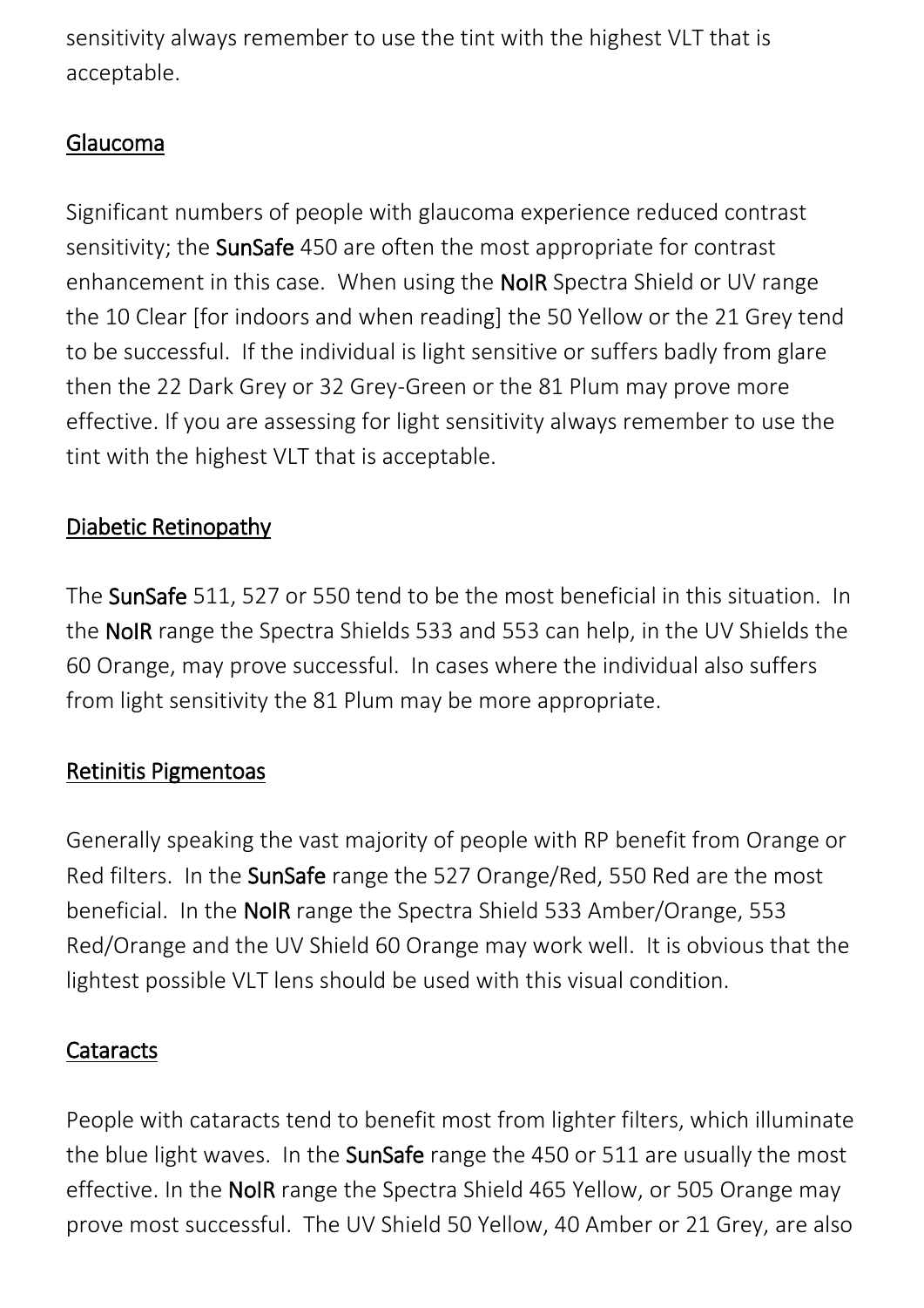sensitivity always remember to use the tint with the highest VLT that is acceptable.

## Glaucoma

Significant numbers of people with glaucoma experience reduced contrast sensitivity; the **SunSafe** 450 are often the most appropriate for contrast enhancement in this case. When using the **NoIR** Spectra Shield or UV range the 10 Clear [for indoors and when reading] the 50 Yellow or the 21 Grey tend to be successful. If the individual is light sensitive or suffers badly from glare then the 22 Dark Grey or 32 Grey-Green or the 81 Plum may prove more effective. If you are assessing for light sensitivity always remember to use the tint with the highest VLT that is acceptable.

## Diabetic Retinopathy

The **SunSafe** 511, 527 or 550 tend to be the most beneficial in this situation. In the **NoIR** range the Spectra Shields 533 and 553 can help, in the UV Shields the 60 Orange, may prove successful. In cases where the individual also suffers from light sensitivity the 81 Plum may be more appropriate.

## Retinitis Pigmentoas

Generally speaking the vast majority of people with RP benefit from Orange or Red filters. In the **SunSafe** range the 527 Orange/Red, 550 Red are the most beneficial. In the **NoIR** range the Spectra Shield 533 Amber/Orange, 553 Red/Orange and the UV Shield 60 Orange may work well. It is obvious that the lightest possible VLT lens should be used with this visual condition.

## Cataracts

People with cataracts tend to benefit most from lighter filters, which illuminate the blue light waves. In the **SunSafe** range the 450 or 511 are usually the most effective. In the **NoIR** range the Spectra Shield 465 Yellow, or 505 Orange may prove most successful. The UV Shield 50 Yellow, 40 Amber or 21 Grey, are also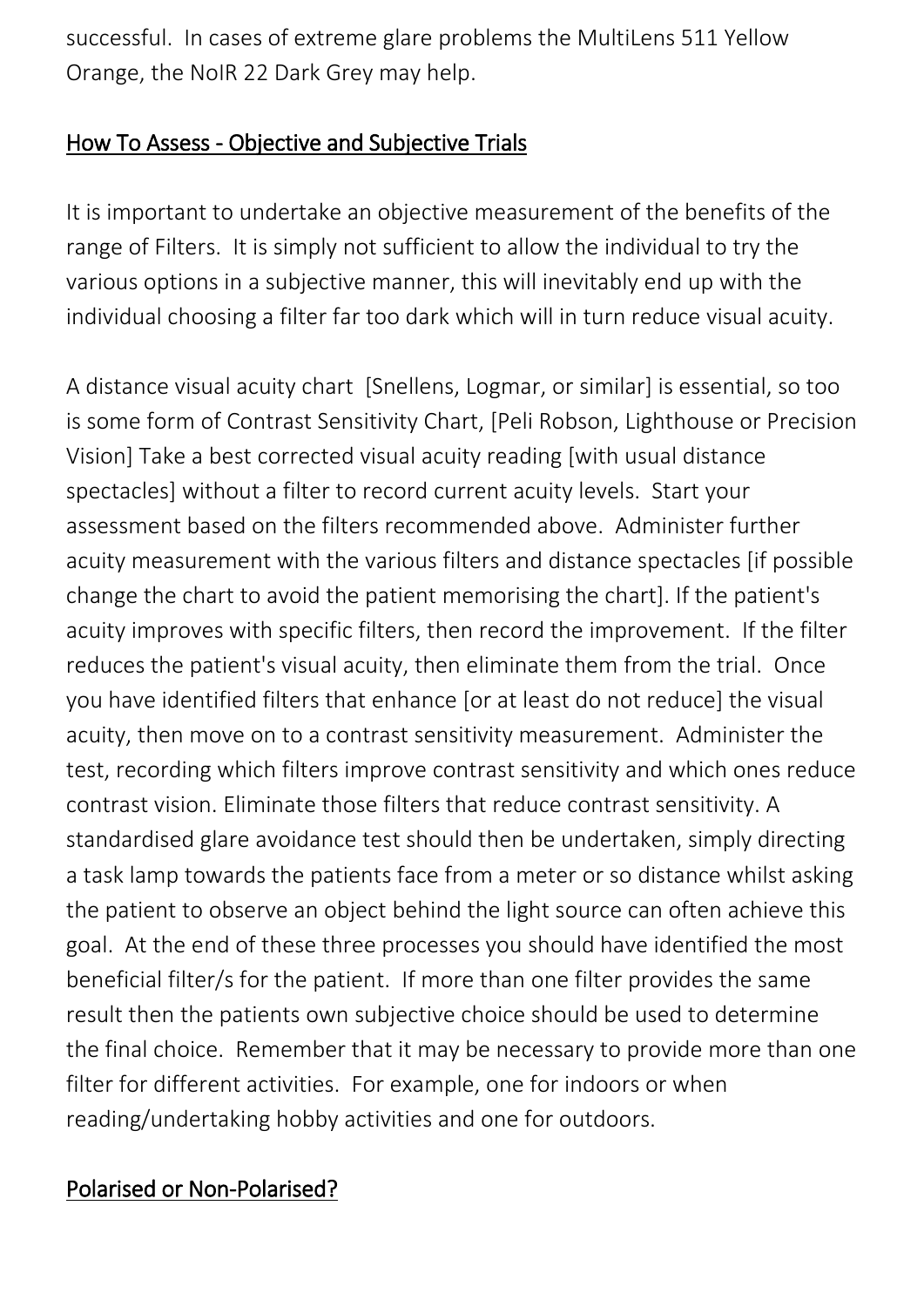successful. In cases of extreme glare problems the MultiLens 511 Yellow Orange, the NoIR 22 Dark Grey may help.

## How To Assess - Objective and Subjective Trials

It is important to undertake an objective measurement of the benefits of the range of Filters. It is simply not sufficient to allow the individual to try the various options in a subjective manner, this will inevitably end up with the individual choosing a filter far too dark which will in turn reduce visual acuity.

A distance visual acuity chart [Snellens, Logmar, or similar] is essential, so too is some form of Contrast Sensitivity Chart, [Peli Robson, Lighthouse or Precision Vision] Take a best corrected visual acuity reading [with usual distance spectacles] without a filter to record current acuity levels. Start your assessment based on the filters recommended above. Administer further acuity measurement with the various filters and distance spectacles [if possible change the chart to avoid the patient memorising the chart]. If the patient's acuity improves with specific filters, then record the improvement. If the filter reduces the patient's visual acuity, then eliminate them from the trial. Once you have identified filters that enhance [or at least do not reduce] the visual acuity, then move on to a contrast sensitivity measurement. Administer the test, recording which filters improve contrast sensitivity and which ones reduce contrast vision. Eliminate those filters that reduce contrast sensitivity. A standardised glare avoidance test should then be undertaken, simply directing a task lamp towards the patients face from a meter or so distance whilst asking the patient to observe an object behind the light source can often achieve this goal. At the end of these three processes you should have identified the most beneficial filter/s for the patient. If more than one filter provides the same result then the patients own subjective choice should be used to determine the final choice. Remember that it may be necessary to provide more than one filter for different activities. For example, one for indoors or when reading/undertaking hobby activities and one for outdoors.

## Polarised or Non-Polarised?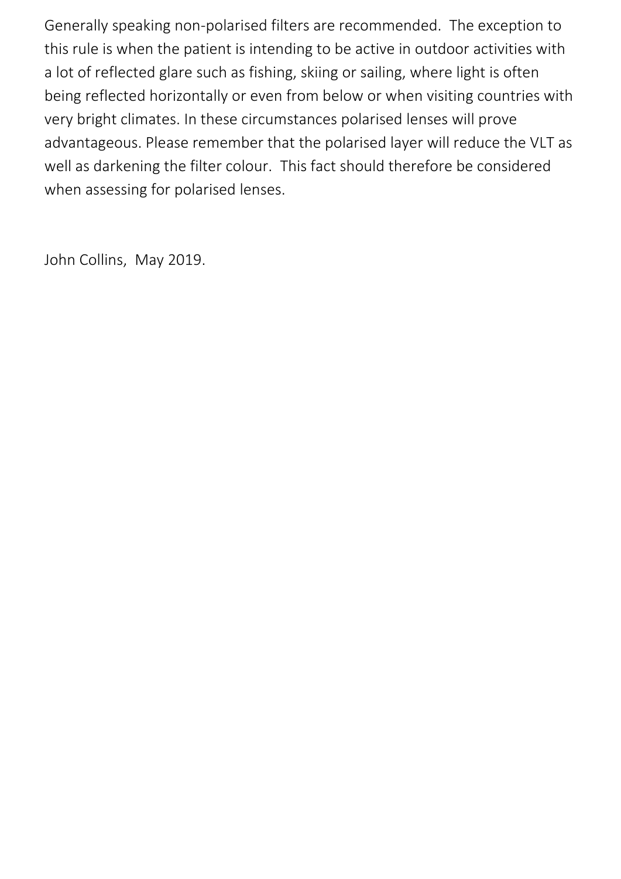Generally speaking non-polarised filters are recommended. The exception to this rule is when the patient is intending to be active in outdoor activities with a lot of reflected glare such as fishing, skiing or sailing, where light is often being reflected horizontally or even from below or when visiting countries with very bright climates. In these circumstances polarised lenses will prove advantageous. Please remember that the polarised layer will reduce the VLT as well as darkening the filter colour. This fact should therefore be considered when assessing for polarised lenses.

John Collins, May 2019.